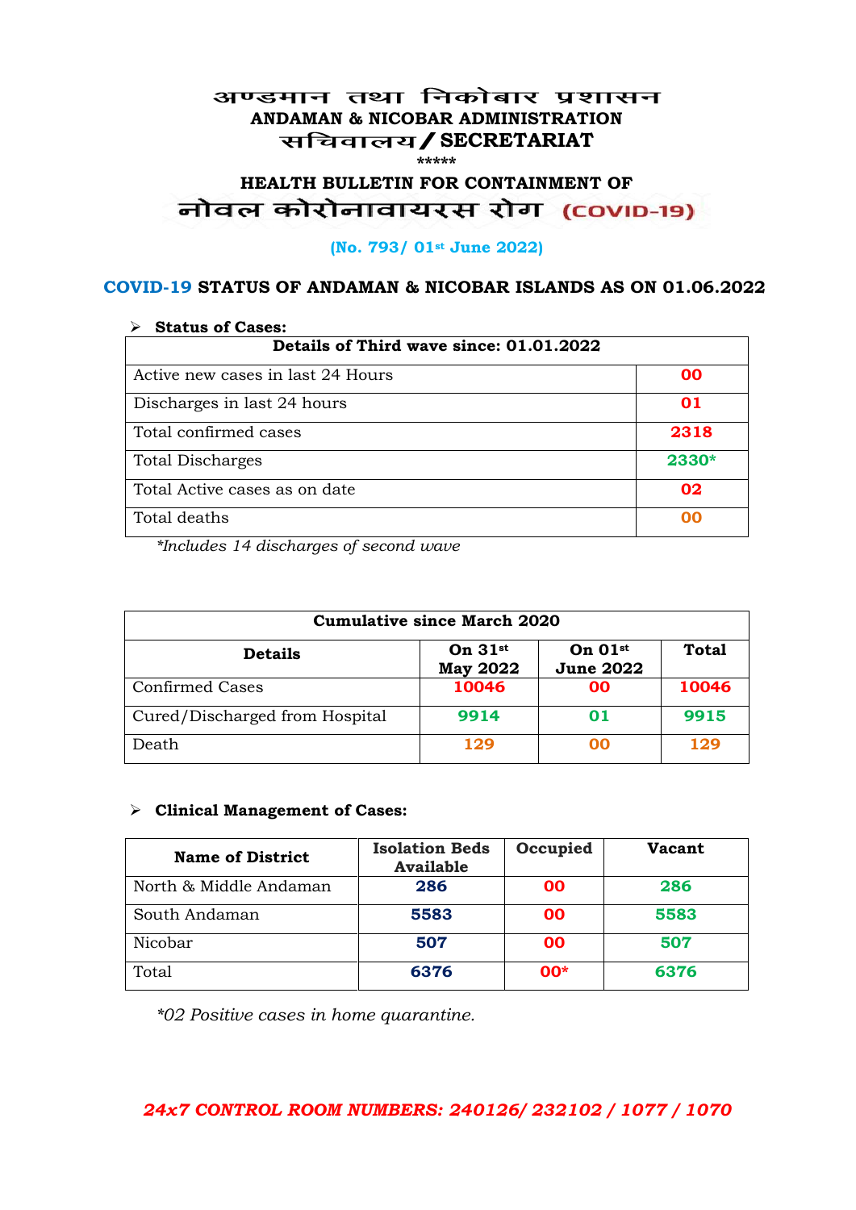# अण्डमान तथा निकोबार प्रशासन
# ANDAMAN & NICOBAR ADMINISTRATION
# सचिवालय / SECRETARIAT

*****

## HEALTH BULLETIN FOR CONTAINMENT OF
## नोवल कोरोनावायरस रोग (COVID-19)

**(No. 793/ 01st June 2022)**

### COVID-19 STATUS OF ANDAMAN & NICOBAR ISLANDS AS ON 01.06.2022

- **Status of Cases:**

| Details of Third wave since: 01.01.2022 | |
|---|---|
| Active new cases in last 24 Hours | 00 |
| Discharges in last 24 hours | 01 |
| Total confirmed cases | 2318 |
| Total Discharges | 2330* |
| Total Active cases as on date | 02 |
| Total deaths | 00 |

*\*Includes 14 discharges of second wave*

| Cumulative since March 2020 | | | |
|---|---|---|---|
| **Details** | **On 31st May 2022** | **On 01st June 2022** | **Total** |
| Confirmed Cases | 10046 | 00 | 10046 |
| Cured/Discharged from Hospital | 9914 | 01 | 9915 |
| Death | 129 | 00 | 129 |

- **Clinical Management of Cases:**

| Name of District | Isolation Beds Available | Occupied | Vacant |
|---|---|---|---|
| North & Middle Andaman | 286 | 00 | 286 |
| South Andaman | 5583 | 00 | 5583 |
| Nicobar | 507 | 00 | 507 |
| Total | 6376 | 00* | 6376 |

*\*02 Positive cases in home quarantine.*

***24x7 CONTROL ROOM NUMBERS: 240126/ 232102 / 1077 / 1070***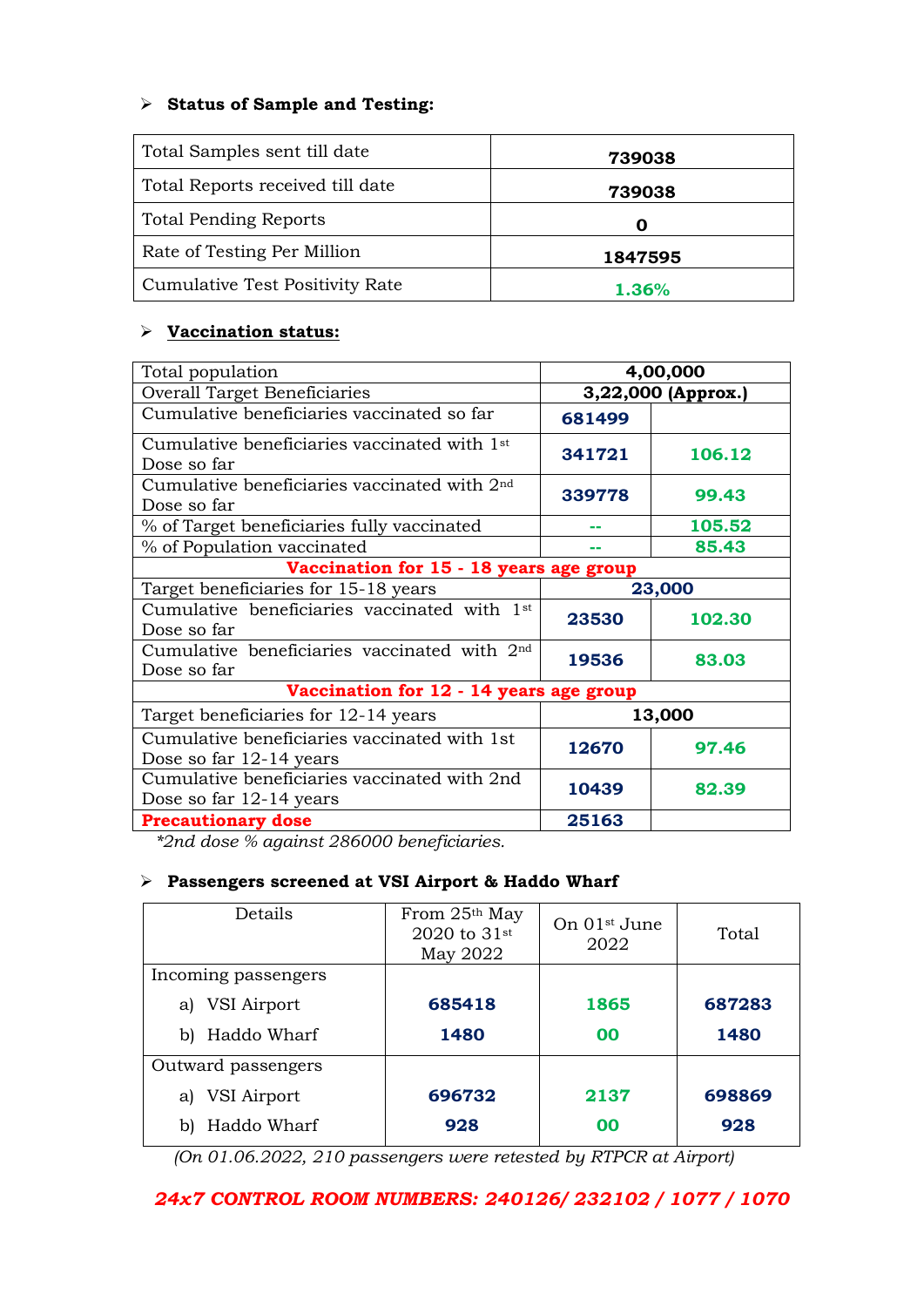- **Status of Sample and Testing:**

| | |
|---|---|
| Total Samples sent till date | **739038** |
| Total Reports received till date | **739038** |
| Total Pending Reports | **0** |
| Rate of Testing Per Million | **1847595** |
| Cumulative Test Positivity Rate | **1.36%** |

- **Vaccination status:**

| | | |
|---|---|---|
| Total population | **4,00,000** | |
| Overall Target Beneficiaries | **3,22,000 (Approx.)** | |
| Cumulative beneficiaries vaccinated so far | **681499** | |
| Cumulative beneficiaries vaccinated with 1st Dose so far | **341721** | **106.12** |
| Cumulative beneficiaries vaccinated with 2nd Dose so far | **339778** | **99.43** |
| % of Target beneficiaries fully vaccinated | **--** | **105.52** |
| % of Population vaccinated | **--** | **85.43** |
| **Vaccination for 15 - 18 years age group** | | |
| Target beneficiaries for 15-18 years | **23,000** | |
| Cumulative beneficiaries vaccinated with 1st Dose so far | **23530** | **102.30** |
| Cumulative beneficiaries vaccinated with 2nd Dose so far | **19536** | **83.03** |
| **Vaccination for 12 - 14 years age group** | | |
| Target beneficiaries for 12-14 years | **13,000** | |
| Cumulative beneficiaries vaccinated with 1st Dose so far 12-14 years | **12670** | **97.46** |
| Cumulative beneficiaries vaccinated with 2nd Dose so far 12-14 years | **10439** | **82.39** |
| **Precautionary dose** | **25163** | |

*\*2nd dose % against 286000 beneficiaries.*

- **Passengers screened at VSI Airport & Haddo Wharf**

| Details | From 25th May 2020 to 31st May 2022 | On 01st June 2022 | Total |
|---|---|---|---|
| Incoming passengers | | | |
| a) VSI Airport | **685418** | **1865** | **687283** |
| b) Haddo Wharf | **1480** | **00** | **1480** |
| Outward passengers | | | |
| a) VSI Airport | **696732** | **2137** | **698869** |
| b) Haddo Wharf | **928** | **00** | **928** |

*(On 01.06.2022, 210 passengers were retested by RTPCR at Airport)*

***24x7 CONTROL ROOM NUMBERS: 240126/ 232102 / 1077 / 1070***